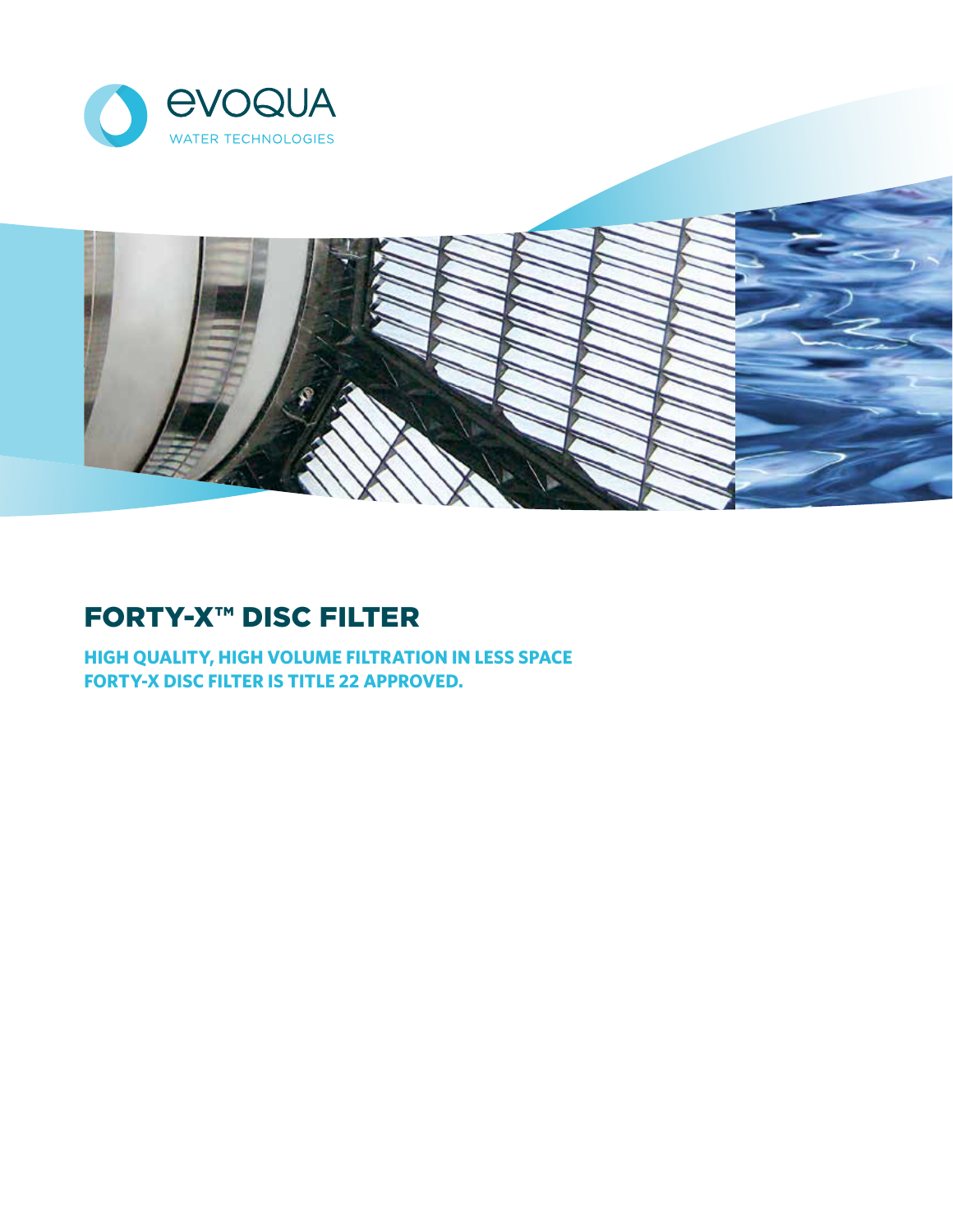EVOQUA
WATER TECHNOLOGIES

# FORTY-X™ DISC FILTER

**HIGH QUALITY, HIGH VOLUME FILTRATION IN LESS SPACE**
**FORTY-X DISC FILTER IS TITLE 22 APPROVED.**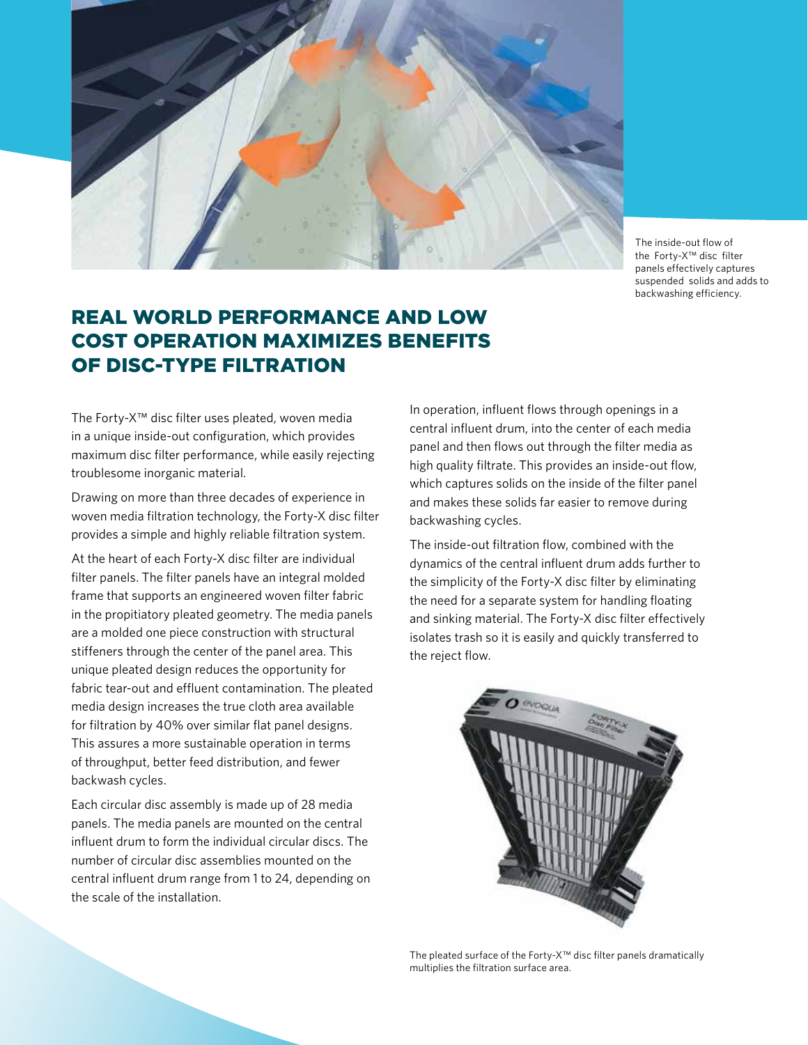The inside-out flow of the Forty-X™ disc filter panels effectively captures suspended solids and adds to backwashing efficiency.

## REAL WORLD PERFORMANCE AND LOW COST OPERATION MAXIMIZES BENEFITS OF DISC-TYPE FILTRATION

The Forty-X™ disc filter uses pleated, woven media in a unique inside-out configuration, which provides maximum disc filter performance, while easily rejecting troublesome inorganic material.

Drawing on more than three decades of experience in woven media filtration technology, the Forty-X disc filter provides a simple and highly reliable filtration system.

At the heart of each Forty-X disc filter are individual filter panels. The filter panels have an integral molded frame that supports an engineered woven filter fabric in the propitiatory pleated geometry. The media panels are a molded one piece construction with structural stiffeners through the center of the panel area. This unique pleated design reduces the opportunity for fabric tear-out and effluent contamination. The pleated media design increases the true cloth area available for filtration by 40% over similar flat panel designs. This assures a more sustainable operation in terms of throughput, better feed distribution, and fewer backwash cycles.

Each circular disc assembly is made up of 28 media panels. The media panels are mounted on the central influent drum to form the individual circular discs. The number of circular disc assemblies mounted on the central influent drum range from 1 to 24, depending on the scale of the installation.

In operation, influent flows through openings in a central influent drum, into the center of each media panel and then flows out through the filter media as high quality filtrate. This provides an inside-out flow, which captures solids on the inside of the filter panel and makes these solids far easier to remove during backwashing cycles.

The inside-out filtration flow, combined with the dynamics of the central influent drum adds further to the simplicity of the Forty-X disc filter by eliminating the need for a separate system for handling floating and sinking material. The Forty-X disc filter effectively isolates trash so it is easily and quickly transferred to the reject flow.

The pleated surface of the Forty-X™ disc filter panels dramatically multiplies the filtration surface area.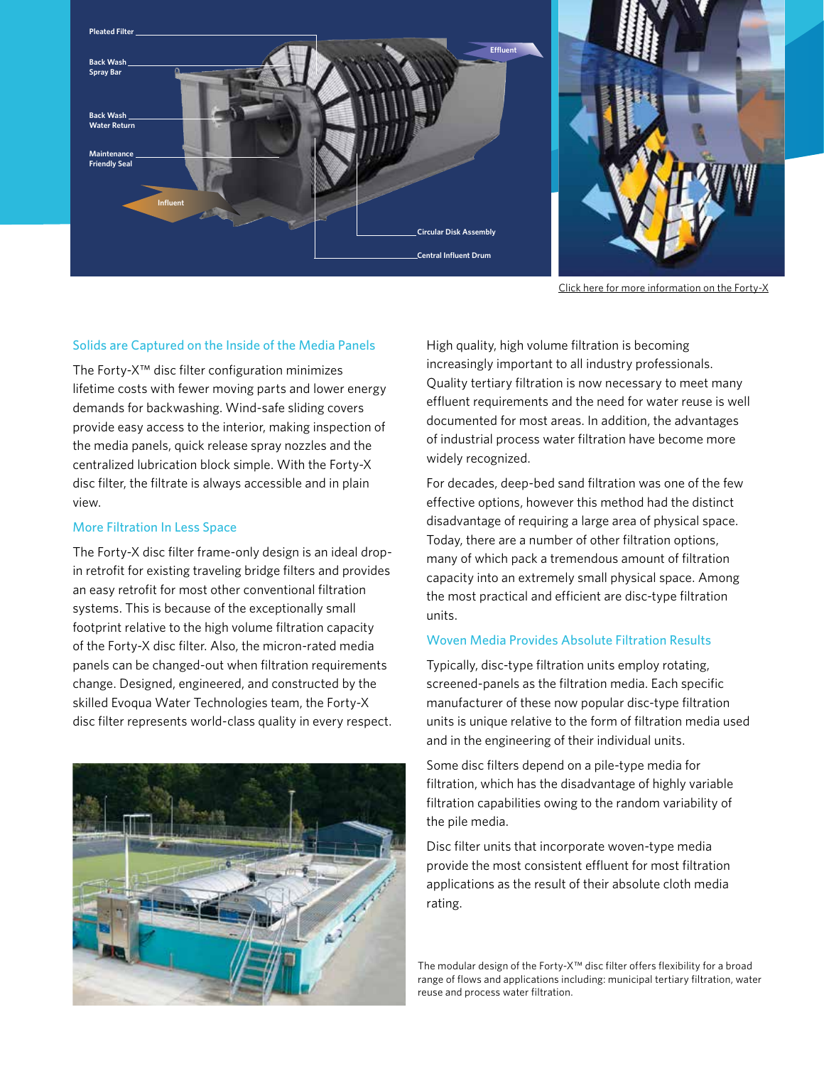Pleated Filter

Back Wash Spray Bar

Back Wash Water Return

Maintenance Friendly Seal

Influent

Effluent

Circular Disk Assembly

Central Influent Drum

Click here for more information on the Forty-X

### Solids are Captured on the Inside of the Media Panels

The Forty-X™ disc filter configuration minimizes lifetime costs with fewer moving parts and lower energy demands for backwashing. Wind-safe sliding covers provide easy access to the interior, making inspection of the media panels, quick release spray nozzles and the centralized lubrication block simple. With the Forty-X disc filter, the filtrate is always accessible and in plain view.

### More Filtration In Less Space

The Forty-X disc filter frame-only design is an ideal drop-in retrofit for existing traveling bridge filters and provides an easy retrofit for most other conventional filtration systems. This is because of the exceptionally small footprint relative to the high volume filtration capacity of the Forty-X disc filter. Also, the micron-rated media panels can be changed-out when filtration requirements change. Designed, engineered, and constructed by the skilled Evoqua Water Technologies team, the Forty-X disc filter represents world-class quality in every respect.

High quality, high volume filtration is becoming increasingly important to all industry professionals. Quality tertiary filtration is now necessary to meet many effluent requirements and the need for water reuse is well documented for most areas. In addition, the advantages of industrial process water filtration have become more widely recognized.

For decades, deep-bed sand filtration was one of the few effective options, however this method had the distinct disadvantage of requiring a large area of physical space. Today, there are a number of other filtration options, many of which pack a tremendous amount of filtration capacity into an extremely small physical space. Among the most practical and efficient are disc-type filtration units.

### Woven Media Provides Absolute Filtration Results

Typically, disc-type filtration units employ rotating, screened-panels as the filtration media. Each specific manufacturer of these now popular disc-type filtration units is unique relative to the form of filtration media used and in the engineering of their individual units.

Some disc filters depend on a pile-type media for filtration, which has the disadvantage of highly variable filtration capabilities owing to the random variability of the pile media.

Disc filter units that incorporate woven-type media provide the most consistent effluent for most filtration applications as the result of their absolute cloth media rating.

The modular design of the Forty-X™ disc filter offers flexibility for a broad range of flows and applications including: municipal tertiary filtration, water reuse and process water filtration.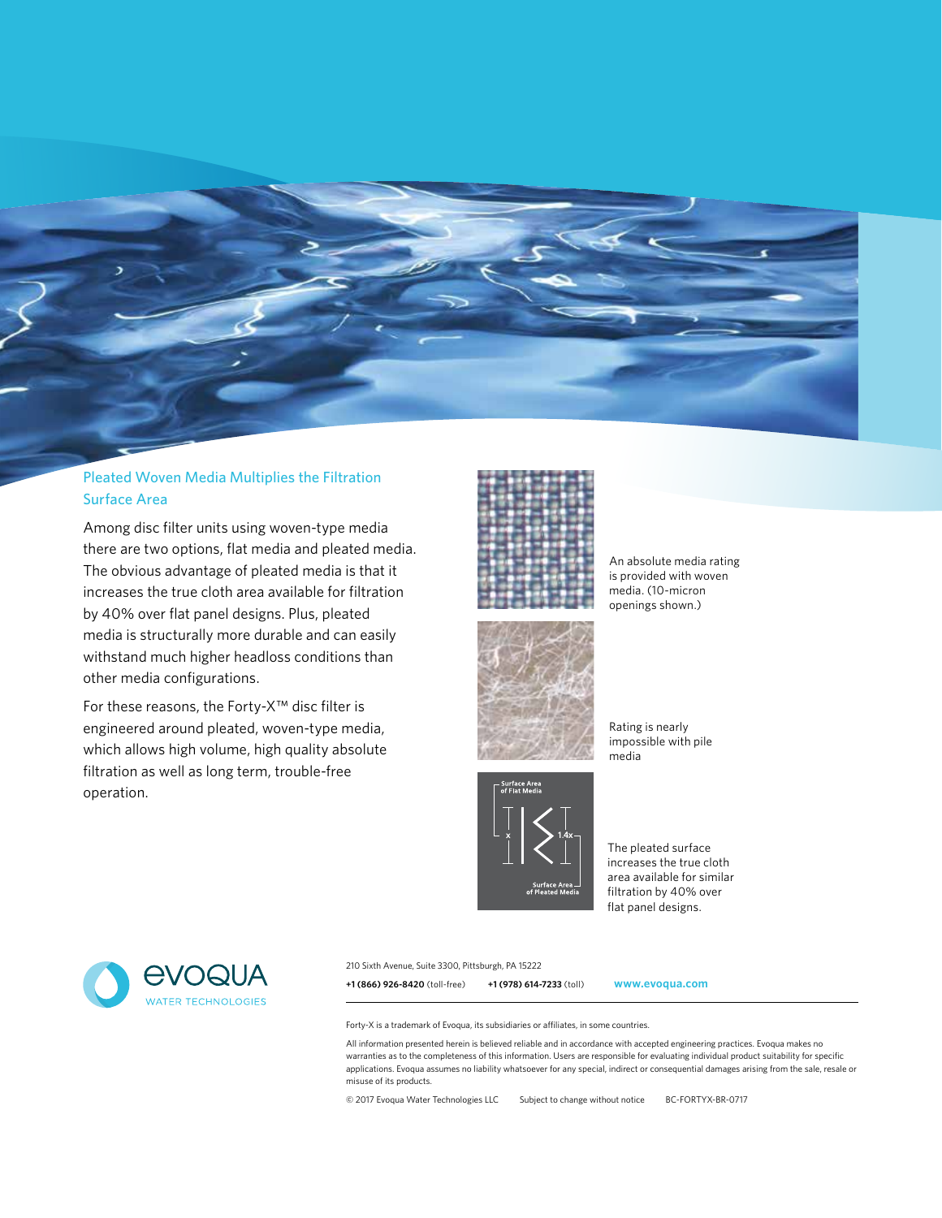## Pleated Woven Media Multiplies the Filtration Surface Area

Among disc filter units using woven-type media there are two options, flat media and pleated media. The obvious advantage of pleated media is that it increases the true cloth area available for filtration by 40% over flat panel designs. Plus, pleated media is structurally more durable and can easily withstand much higher headloss conditions than other media configurations.

For these reasons, the Forty-X™ disc filter is engineered around pleated, woven-type media, which allows high volume, high quality absolute filtration as well as long term, trouble-free operation.

An absolute media rating is provided with woven media. (10-micron openings shown.)

Rating is nearly impossible with pile media

Surface Area of Flat Media

x

1.4x

Surface Area of Pleated Media

The pleated surface increases the true cloth area available for similar filtration by 40% over flat panel designs.

EVOQUA WATER TECHNOLOGIES

210 Sixth Avenue, Suite 3300, Pittsburgh, PA 15222

**+1 (866) 926-8420** (toll-free) **+1 (978) 614-7233** (toll) **www.evoqua.com**

Forty-X is a trademark of Evoqua, its subsidiaries or affiliates, in some countries.

All information presented herein is believed reliable and in accordance with accepted engineering practices. Evoqua makes no warranties as to the completeness of this information. Users are responsible for evaluating individual product suitability for specific applications. Evoqua assumes no liability whatsoever for any special, indirect or consequential damages arising from the sale, resale or misuse of its products.

© 2017 Evoqua Water Technologies LLC Subject to change without notice BC-FORTYX-BR-0717